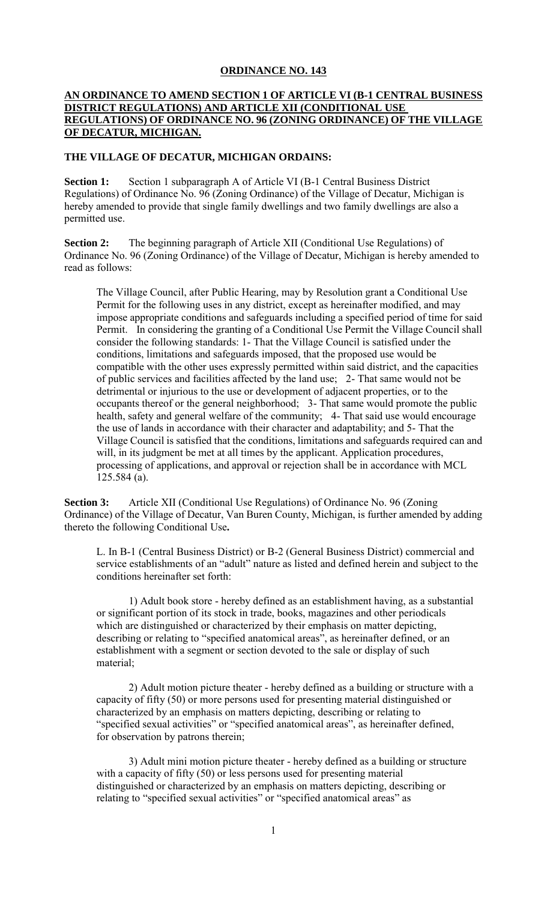**ORDINANCE NO. 143**

**AN ORDINANCE TO AMEND SECTION 1 OF ARTICLE VI (B-1 CENTRAL BUSINESS DISTRICT REGULATIONS) AND ARTICLE XII (CONDITIONAL USE REGULATIONS) OF ORDINANCE NO. 96 (ZONING ORDINANCE) OF THE VILLAGE OF DECATUR, MICHIGAN.**

**THE VILLAGE OF DECATUR, MICHIGAN ORDAINS:**

**Section 1:** Section 1 subparagraph A of Article VI (B-1 Central Business District Regulations) of Ordinance No. 96 (Zoning Ordinance) of the Village of Decatur, Michigan is hereby amended to provide that single family dwellings and two family dwellings are also a permitted use.

**Section 2:** The beginning paragraph of Article XII (Conditional Use Regulations) of Ordinance No. 96 (Zoning Ordinance) of the Village of Decatur, Michigan is hereby amended to read as follows:

> The Village Council, after Public Hearing, may by Resolution grant a Conditional Use Permit for the following uses in any district, except as hereinafter modified, and may impose appropriate conditions and safeguards including a specified period of time for said Permit. In considering the granting of a Conditional Use Permit the Village Council shall consider the following standards: 1- That the Village Council is satisfied under the conditions, limitations and safeguards imposed, that the proposed use would be compatible with the other uses expressly permitted within said district, and the capacities of public services and facilities affected by the land use; 2- That same would not be detrimental or injurious to the use or development of adjacent properties, or to the occupants thereof or the general neighborhood; 3- That same would promote the public health, safety and general welfare of the community; 4- That said use would encourage the use of lands in accordance with their character and adaptability; and 5- That the Village Council is satisfied that the conditions, limitations and safeguards required can and will, in its judgment be met at all times by the applicant. Application procedures, processing of applications, and approval or rejection shall be in accordance with MCL 125.584 (a).

**Section 3:** Article XII (Conditional Use Regulations) of Ordinance No. 96 (Zoning Ordinance) of the Village of Decatur, Van Buren County, Michigan, is further amended by adding thereto the following Conditional Use**.**

> L. In B-1 (Central Business District) or B-2 (General Business District) commercial and service establishments of an "adult" nature as listed and defined herein and subject to the conditions hereinafter set forth:
>
> 1) Adult book store - hereby defined as an establishment having, as a substantial or significant portion of its stock in trade, books, magazines and other periodicals which are distinguished or characterized by their emphasis on matter depicting, describing or relating to "specified anatomical areas", as hereinafter defined, or an establishment with a segment or section devoted to the sale or display of such material;
>
> 2) Adult motion picture theater - hereby defined as a building or structure with a capacity of fifty (50) or more persons used for presenting material distinguished or characterized by an emphasis on matters depicting, describing or relating to "specified sexual activities" or "specified anatomical areas", as hereinafter defined, for observation by patrons therein;
>
> 3) Adult mini motion picture theater - hereby defined as a building or structure with a capacity of fifty (50) or less persons used for presenting material distinguished or characterized by an emphasis on matters depicting, describing or relating to "specified sexual activities" or "specified anatomical areas" as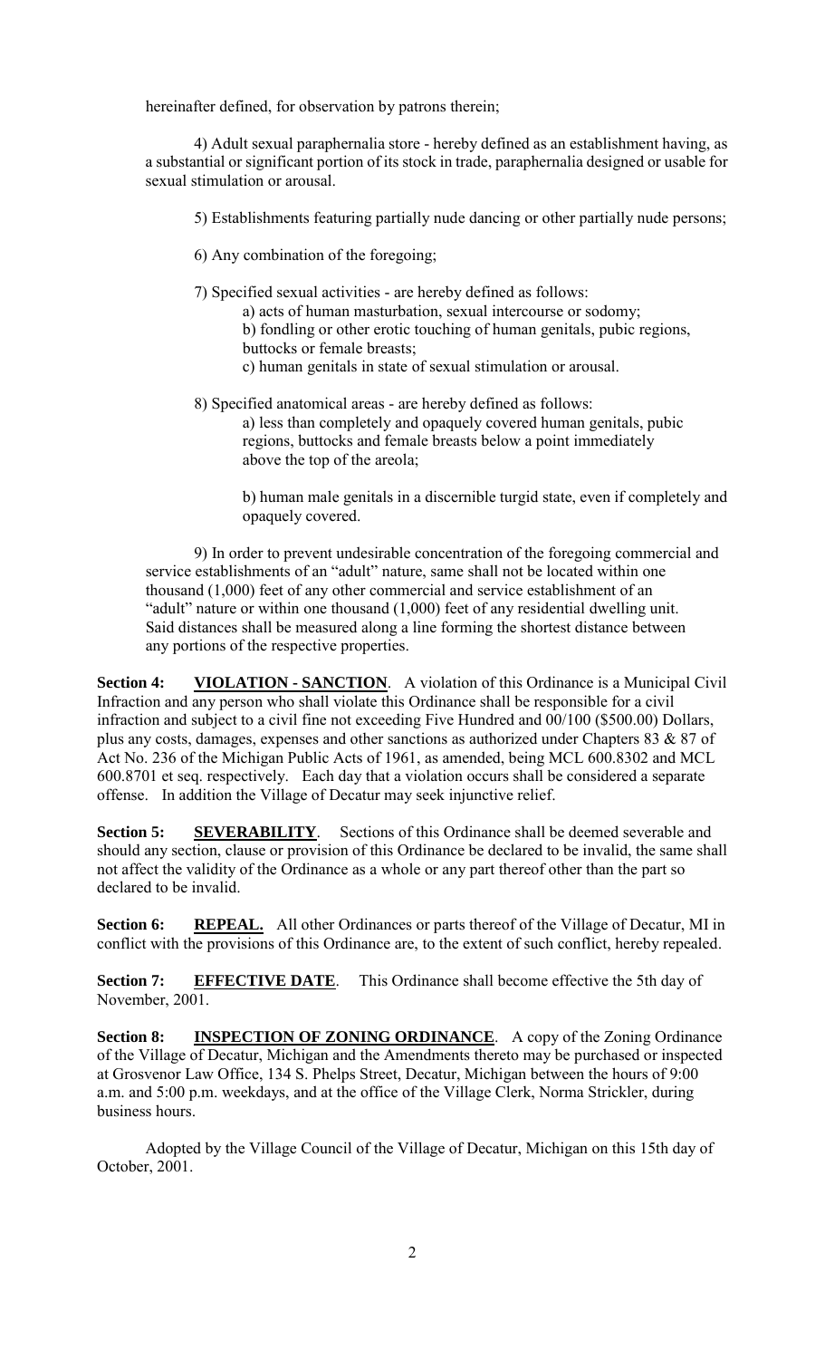hereinafter defined, for observation by patrons therein;

4) Adult sexual paraphernalia store - hereby defined as an establishment having, as a substantial or significant portion of its stock in trade, paraphernalia designed or usable for sexual stimulation or arousal.

5) Establishments featuring partially nude dancing or other partially nude persons;

6) Any combination of the foregoing;

7) Specified sexual activities - are hereby defined as follows:
   a) acts of human masturbation, sexual intercourse or sodomy;
   b) fondling or other erotic touching of human genitals, pubic regions, buttocks or female breasts;
   c) human genitals in state of sexual stimulation or arousal.

8) Specified anatomical areas - are hereby defined as follows:
   a) less than completely and opaquely covered human genitals, pubic regions, buttocks and female breasts below a point immediately above the top of the areola;

   b) human male genitals in a discernible turgid state, even if completely and opaquely covered.

9) In order to prevent undesirable concentration of the foregoing commercial and service establishments of an "adult" nature, same shall not be located within one thousand (1,000) feet of any other commercial and service establishment of an "adult" nature or within one thousand (1,000) feet of any residential dwelling unit. Said distances shall be measured along a line forming the shortest distance between any portions of the respective properties.

**Section 4: VIOLATION - SANCTION**. A violation of this Ordinance is a Municipal Civil Infraction and any person who shall violate this Ordinance shall be responsible for a civil infraction and subject to a civil fine not exceeding Five Hundred and 00/100 ($500.00) Dollars, plus any costs, damages, expenses and other sanctions as authorized under Chapters 83 & 87 of Act No. 236 of the Michigan Public Acts of 1961, as amended, being MCL 600.8302 and MCL 600.8701 et seq. respectively. Each day that a violation occurs shall be considered a separate offense. In addition the Village of Decatur may seek injunctive relief.

**Section 5: SEVERABILITY**. Sections of this Ordinance shall be deemed severable and should any section, clause or provision of this Ordinance be declared to be invalid, the same shall not affect the validity of the Ordinance as a whole or any part thereof other than the part so declared to be invalid.

**Section 6: REPEAL.** All other Ordinances or parts thereof of the Village of Decatur, MI in conflict with the provisions of this Ordinance are, to the extent of such conflict, hereby repealed.

**Section 7: EFFECTIVE DATE**. This Ordinance shall become effective the 5th day of November, 2001.

**Section 8: INSPECTION OF ZONING ORDINANCE**. A copy of the Zoning Ordinance of the Village of Decatur, Michigan and the Amendments thereto may be purchased or inspected at Grosvenor Law Office, 134 S. Phelps Street, Decatur, Michigan between the hours of 9:00 a.m. and 5:00 p.m. weekdays, and at the office of the Village Clerk, Norma Strickler, during business hours.

Adopted by the Village Council of the Village of Decatur, Michigan on this 15th day of October, 2001.